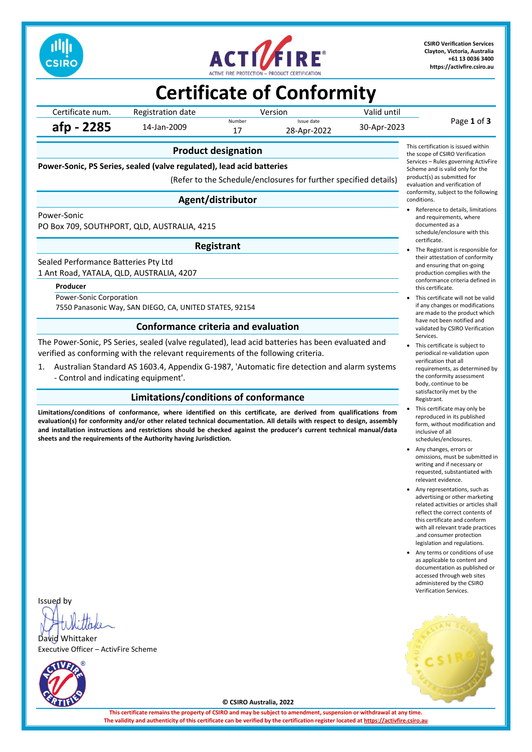CSIRO Verification Services
Clayton, Victoria, Australia
+61 13 0036 3400
https://activfire.csiro.au

# Certificate of Conformity

| Certificate num. | Registration date | Version | | Valid until |
|---|---|---|---|---|
| | | Number | Issue date | |
| **afp - 2285** | 14-Jan-2009 | 17 | 28-Apr-2022 | 30-Apr-2023 |

## Product designation

**Power-Sonic, PS Series, sealed (valve regulated), lead acid batteries**

(Refer to the Schedule/enclosures for further specified details)

## Agent/distributor

Power-Sonic
PO Box 709, SOUTHPORT, QLD, AUSTRALIA, 4215

## Registrant

Sealed Performance Batteries Pty Ltd
1 Ant Road, YATALA, QLD, AUSTRALIA, 4207

**Producer**

Power-Sonic Corporation
7550 Panasonic Way, SAN DIEGO, CA, UNITED STATES, 92154

## Conformance criteria and evaluation

The Power-Sonic, PS Series, sealed (valve regulated), lead acid batteries has been evaluated and verified as conforming with the relevant requirements of the following criteria.

1. Australian Standard AS 1603.4, Appendix G-1987, 'Automatic fire detection and alarm systems - Control and indicating equipment'.

## Limitations/conditions of conformance

**Limitations/conditions of conformance, where identified on this certificate, are derived from qualifications from evaluation(s) for conformity and/or other related technical documentation. All details with respect to design, assembly and installation instructions and restrictions should be checked against the producer's current technical manual/data sheets and the requirements of the Authority having Jurisdiction.**

This certification is issued within the scope of CSIRO Verification Services – Rules governing ActivFire Scheme and is valid only for the product(s) as submitted for evaluation and verification of conformity, subject to the following conditions.

- Reference to details, limitations and requirements, where documented as a schedule/enclosure with this certificate.
- The Registrant is responsible for their attestation of conformity and ensuring that on-going production complies with the conformance criteria defined in this certificate.
- This certificate will not be valid if any changes or modifications are made to the product which have not been notified and validated by CSIRO Verification Services.
- This certificate is subject to periodical re-validation upon verification that all requirements, as determined by the conformity assessment body, continue to be satisfactorily met by the Registrant.
- This certificate may only be reproduced in its published form, without modification and inclusive of all schedules/enclosures.
- Any changes, errors or omissions, must be submitted in writing and if necessary or requested, substantiated with relevant evidence.
- Any representations, such as advertising or other marketing related activities or articles shall reflect the correct contents of this certificate and conform with all relevant trade practices .and consumer protection legislation and regulations.
- Any terms or conditions of use as applicable to content and documentation as published or accessed through web sites administered by the CSIRO Verification Services.

Issued by

David Whittaker
Executive Officer – ActivFire Scheme

© CSIRO Australia, 2022

**This certificate remains the property of CSIRO and may be subject to amendment, suspension or withdrawal at any time.**
**The validity and authenticity of this certificate can be verified by the certification register located at https://activfire.csiro.au**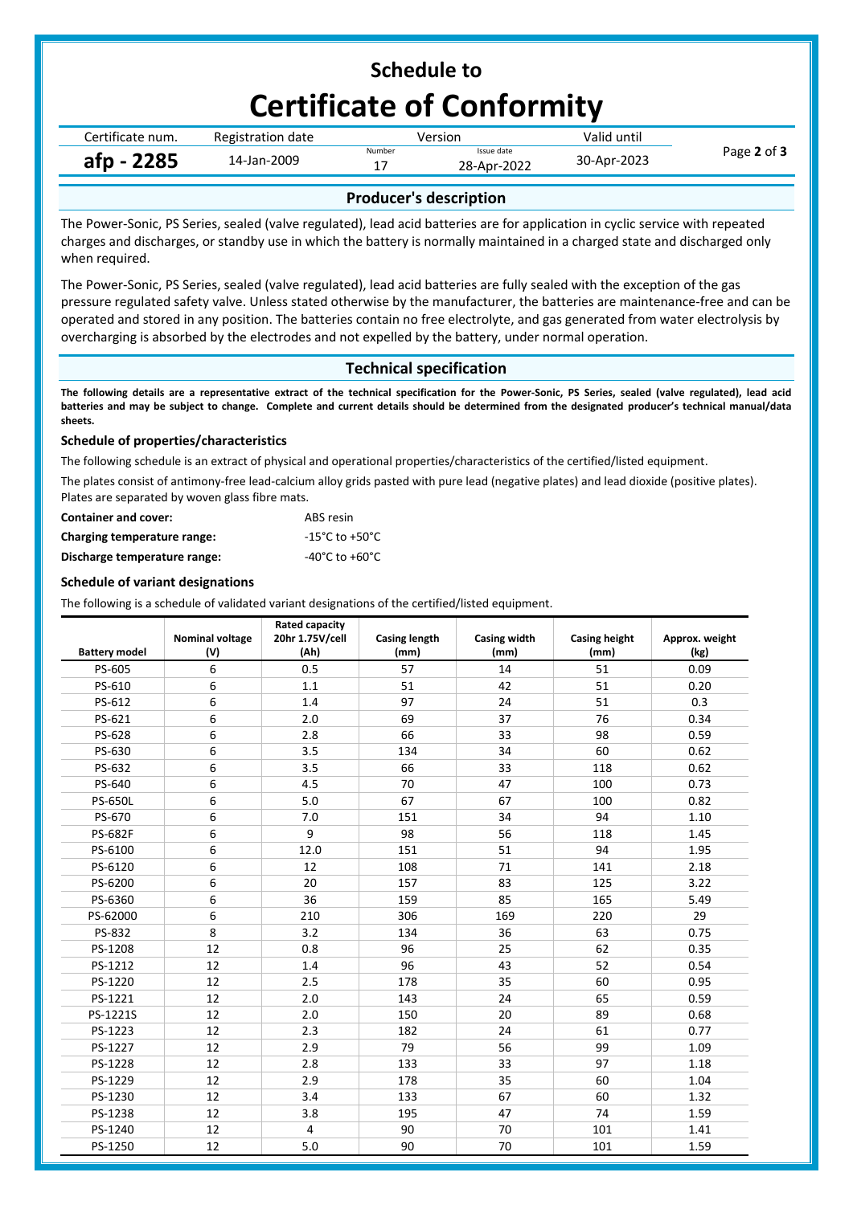# Schedule to

# Certificate of Conformity

| Certificate num. | Registration date | Version Number | Issue date | Valid until |
|---|---|---|---|---|
| **afp - 2285** | 14-Jan-2009 | 17 | 28-Apr-2022 | 30-Apr-2023 |

## Producer's description

The Power-Sonic, PS Series, sealed (valve regulated), lead acid batteries are for application in cyclic service with repeated charges and discharges, or standby use in which the battery is normally maintained in a charged state and discharged only when required.

The Power-Sonic, PS Series, sealed (valve regulated), lead acid batteries are fully sealed with the exception of the gas pressure regulated safety valve. Unless stated otherwise by the manufacturer, the batteries are maintenance-free and can be operated and stored in any position. The batteries contain no free electrolyte, and gas generated from water electrolysis by overcharging is absorbed by the electrodes and not expelled by the battery, under normal operation.

## Technical specification

**The following details are a representative extract of the technical specification for the Power-Sonic, PS Series, sealed (valve regulated), lead acid batteries and may be subject to change. Complete and current details should be determined from the designated producer's technical manual/data sheets.**

### Schedule of properties/characteristics

The following schedule is an extract of physical and operational properties/characteristics of the certified/listed equipment.

The plates consist of antimony-free lead-calcium alloy grids pasted with pure lead (negative plates) and lead dioxide (positive plates). Plates are separated by woven glass fibre mats.

**Container and cover:** ABS resin

**Charging temperature range:** -15°C to +50°C

**Discharge temperature range:** -40°C to +60°C

### Schedule of variant designations

The following is a schedule of validated variant designations of the certified/listed equipment.

| Battery model | Nominal voltage (V) | Rated capacity 20hr 1.75V/cell (Ah) | Casing length (mm) | Casing width (mm) | Casing height (mm) | Approx. weight (kg) |
|---|---|---|---|---|---|---|
| PS-605 | 6 | 0.5 | 57 | 14 | 51 | 0.09 |
| PS-610 | 6 | 1.1 | 51 | 42 | 51 | 0.20 |
| PS-612 | 6 | 1.4 | 97 | 24 | 51 | 0.3 |
| PS-621 | 6 | 2.0 | 69 | 37 | 76 | 0.34 |
| PS-628 | 6 | 2.8 | 66 | 33 | 98 | 0.59 |
| PS-630 | 6 | 3.5 | 134 | 34 | 60 | 0.62 |
| PS-632 | 6 | 3.5 | 66 | 33 | 118 | 0.62 |
| PS-640 | 6 | 4.5 | 70 | 47 | 100 | 0.73 |
| PS-650L | 6 | 5.0 | 67 | 67 | 100 | 0.82 |
| PS-670 | 6 | 7.0 | 151 | 34 | 94 | 1.10 |
| PS-682F | 6 | 9 | 98 | 56 | 118 | 1.45 |
| PS-6100 | 6 | 12.0 | 151 | 51 | 94 | 1.95 |
| PS-6120 | 6 | 12 | 108 | 71 | 141 | 2.18 |
| PS-6200 | 6 | 20 | 157 | 83 | 125 | 3.22 |
| PS-6360 | 6 | 36 | 159 | 85 | 165 | 5.49 |
| PS-62000 | 6 | 210 | 306 | 169 | 220 | 29 |
| PS-832 | 8 | 3.2 | 134 | 36 | 63 | 0.75 |
| PS-1208 | 12 | 0.8 | 96 | 25 | 62 | 0.35 |
| PS-1212 | 12 | 1.4 | 96 | 43 | 52 | 0.54 |
| PS-1220 | 12 | 2.5 | 178 | 35 | 60 | 0.95 |
| PS-1221 | 12 | 2.0 | 143 | 24 | 65 | 0.59 |
| PS-1221S | 12 | 2.0 | 150 | 20 | 89 | 0.68 |
| PS-1223 | 12 | 2.3 | 182 | 24 | 61 | 0.77 |
| PS-1227 | 12 | 2.9 | 79 | 56 | 99 | 1.09 |
| PS-1228 | 12 | 2.8 | 133 | 33 | 97 | 1.18 |
| PS-1229 | 12 | 2.9 | 178 | 35 | 60 | 1.04 |
| PS-1230 | 12 | 3.4 | 133 | 67 | 60 | 1.32 |
| PS-1238 | 12 | 3.8 | 195 | 47 | 74 | 1.59 |
| PS-1240 | 12 | 4 | 90 | 70 | 101 | 1.41 |
| PS-1250 | 12 | 5.0 | 90 | 70 | 101 | 1.59 |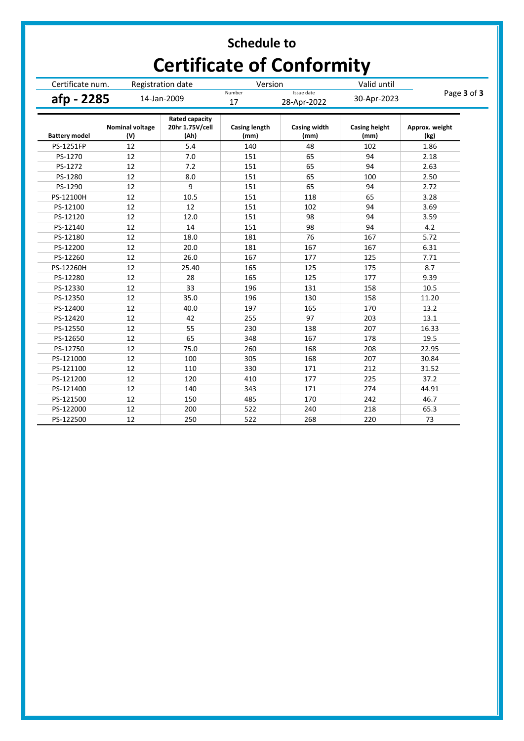# Schedule to

# Certificate of Conformity

| Certificate num. | Registration date | Version | | Valid until |
|---|---|---|---|---|
| | | Number | Issue date | |
| **afp - 2285** | 14-Jan-2009 | 17 | 28-Apr-2022 | 30-Apr-2023 |

| Battery model | Nominal voltage (V) | Rated capacity 20hr 1.75V/cell (Ah) | Casing length (mm) | Casing width (mm) | Casing height (mm) | Approx. weight (kg) |
|---|---|---|---|---|---|---|
| PS-1251FP | 12 | 5.4 | 140 | 48 | 102 | 1.86 |
| PS-1270 | 12 | 7.0 | 151 | 65 | 94 | 2.18 |
| PS-1272 | 12 | 7.2 | 151 | 65 | 94 | 2.63 |
| PS-1280 | 12 | 8.0 | 151 | 65 | 100 | 2.50 |
| PS-1290 | 12 | 9 | 151 | 65 | 94 | 2.72 |
| PS-12100H | 12 | 10.5 | 151 | 118 | 65 | 3.28 |
| PS-12100 | 12 | 12 | 151 | 102 | 94 | 3.69 |
| PS-12120 | 12 | 12.0 | 151 | 98 | 94 | 3.59 |
| PS-12140 | 12 | 14 | 151 | 98 | 94 | 4.2 |
| PS-12180 | 12 | 18.0 | 181 | 76 | 167 | 5.72 |
| PS-12200 | 12 | 20.0 | 181 | 167 | 167 | 6.31 |
| PS-12260 | 12 | 26.0 | 167 | 177 | 125 | 7.71 |
| PS-12260H | 12 | 25.40 | 165 | 125 | 175 | 8.7 |
| PS-12280 | 12 | 28 | 165 | 125 | 177 | 9.39 |
| PS-12330 | 12 | 33 | 196 | 131 | 158 | 10.5 |
| PS-12350 | 12 | 35.0 | 196 | 130 | 158 | 11.20 |
| PS-12400 | 12 | 40.0 | 197 | 165 | 170 | 13.2 |
| PS-12420 | 12 | 42 | 255 | 97 | 203 | 13.1 |
| PS-12550 | 12 | 55 | 230 | 138 | 207 | 16.33 |
| PS-12650 | 12 | 65 | 348 | 167 | 178 | 19.5 |
| PS-12750 | 12 | 75.0 | 260 | 168 | 208 | 22.95 |
| PS-121000 | 12 | 100 | 305 | 168 | 207 | 30.84 |
| PS-121100 | 12 | 110 | 330 | 171 | 212 | 31.52 |
| PS-121200 | 12 | 120 | 410 | 177 | 225 | 37.2 |
| PS-121400 | 12 | 140 | 343 | 171 | 274 | 44.91 |
| PS-121500 | 12 | 150 | 485 | 170 | 242 | 46.7 |
| PS-122000 | 12 | 200 | 522 | 240 | 218 | 65.3 |
| PS-122500 | 12 | 250 | 522 | 268 | 220 | 73 |